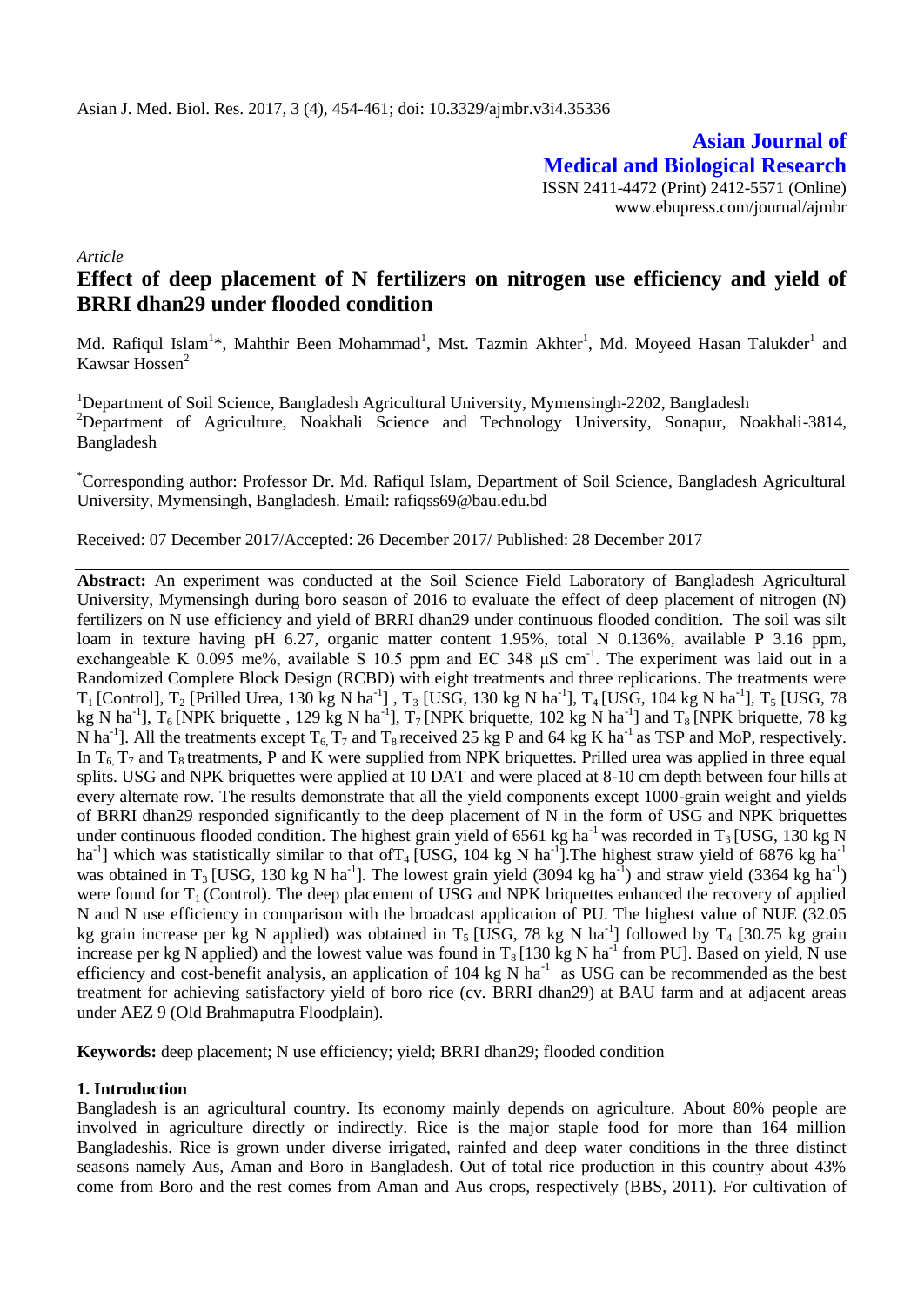Asian J. Med. Biol. Res. 2017, 3 (4), 454-461; doi: 10.3329/ajmbr.v3i4.35336

**Asian Journal of Medical and Biological Research**
ISSN 2411-4472 (Print) 2412-5571 (Online)
www.ebupress.com/journal/ajmbr

*Article*

# Effect of deep placement of N fertilizers on nitrogen use efficiency and yield of BRRI dhan29 under flooded condition

Md. Rafiqul Islam[1]*, Mahthir Been Mohammad[1], Mst. Tazmin Akhter[1], Md. Moyeed Hasan Talukder[1] and Kawsar Hossen[2]

[1]Department of Soil Science, Bangladesh Agricultural University, Mymensingh-2202, Bangladesh
[2]Department of Agriculture, Noakhali Science and Technology University, Sonapur, Noakhali-3814, Bangladesh

*Corresponding author: Professor Dr. Md. Rafiqul Islam, Department of Soil Science, Bangladesh Agricultural University, Mymensingh, Bangladesh. Email: rafiqss69@bau.edu.bd

Received: 07 December 2017/Accepted: 26 December 2017/ Published: 28 December 2017

**Abstract:** An experiment was conducted at the Soil Science Field Laboratory of Bangladesh Agricultural University, Mymensingh during boro season of 2016 to evaluate the effect of deep placement of nitrogen (N) fertilizers on N use efficiency and yield of BRRI dhan29 under continuous flooded condition. The soil was silt loam in texture having pH 6.27, organic matter content 1.95%, total N 0.136%, available P 3.16 ppm, exchangeable K 0.095 me%, available S 10.5 ppm and EC 348 μS $cm^{-1}$. The experiment was laid out in a Randomized Complete Block Design (RCBD) with eight treatments and three replications. The treatments were $T_1$ [Control], $T_2$ [Prilled Urea, 130 kg N $ha^{-1}$] , $T_3$ [USG, 130 kg N $ha^{-1}$], $T_4$ [USG, 104 kg N $ha^{-1}$], $T_5$ [USG, 78 kg N $ha^{-1}$], $T_6$ [NPK briquette , 129 kg N $ha^{-1}$], $T_7$ [NPK briquette, 102 kg N $ha^{-1}$] and $T_8$ [NPK briquette, 78 kg N $ha^{-1}$]. All the treatments except $T_6$, $T_7$ and $T_8$ received 25 kg P and 64 kg K $ha^{-1}$ as TSP and MoP, respectively. In $T_6$, $T_7$ and $T_8$ treatments, P and K were supplied from NPK briquettes. Prilled urea was applied in three equal splits. USG and NPK briquettes were applied at 10 DAT and were placed at 8-10 cm depth between four hills at every alternate row. The results demonstrate that all the yield components except 1000-grain weight and yields of BRRI dhan29 responded significantly to the deep placement of N in the form of USG and NPK briquettes under continuous flooded condition. The highest grain yield of 6561 kg $ha^{-1}$ was recorded in $T_3$ [USG, 130 kg N $ha^{-1}$] which was statistically similar to that of $T_4$ [USG, 104 kg N $ha^{-1}$].The highest straw yield of 6876 kg $ha^{-1}$ was obtained in $T_3$ [USG, 130 kg N $ha^{-1}$]. The lowest grain yield (3094 kg $ha^{-1}$) and straw yield (3364 kg $ha^{-1}$) were found for $T_1$ (Control). The deep placement of USG and NPK briquettes enhanced the recovery of applied N and N use efficiency in comparison with the broadcast application of PU. The highest value of NUE (32.05 kg grain increase per kg N applied) was obtained in $T_5$ [USG, 78 kg N $ha^{-1}$] followed by $T_4$ [30.75 kg grain increase per kg N applied) and the lowest value was found in $T_8$ [130 kg N $ha^{-1}$ from PU]. Based on yield, N use efficiency and cost-benefit analysis, an application of 104 kg N $ha^{-1}$ as USG can be recommended as the best treatment for achieving satisfactory yield of boro rice (cv. BRRI dhan29) at BAU farm and at adjacent areas under AEZ 9 (Old Brahmaputra Floodplain).

**Keywords:** deep placement; N use efficiency; yield; BRRI dhan29; flooded condition

## 1. Introduction

Bangladesh is an agricultural country. Its economy mainly depends on agriculture. About 80% people are involved in agriculture directly or indirectly. Rice is the major staple food for more than 164 million Bangladeshis. Rice is grown under diverse irrigated, rainfed and deep water conditions in the three distinct seasons namely Aus, Aman and Boro in Bangladesh. Out of total rice production in this country about 43% come from Boro and the rest comes from Aman and Aus crops, respectively (BBS, 2011). For cultivation of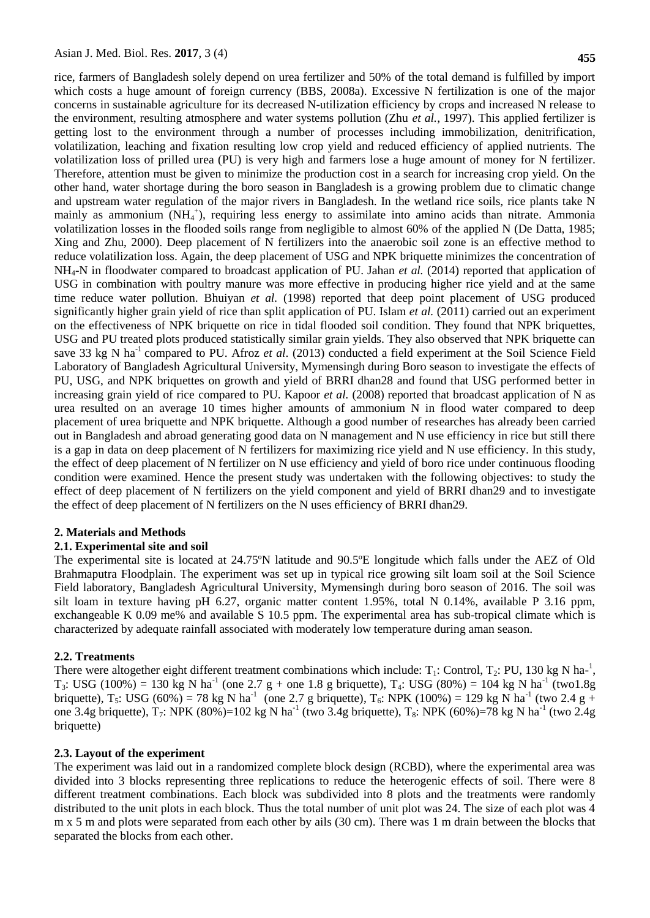rice, farmers of Bangladesh solely depend on urea fertilizer and 50% of the total demand is fulfilled by import which costs a huge amount of foreign currency (BBS, 2008a). Excessive N fertilization is one of the major concerns in sustainable agriculture for its decreased N-utilization efficiency by crops and increased N release to the environment, resulting atmosphere and water systems pollution (Zhu *et al.*, 1997). This applied fertilizer is getting lost to the environment through a number of processes including immobilization, denitrification, volatilization, leaching and fixation resulting low crop yield and reduced efficiency of applied nutrients. The volatilization loss of prilled urea (PU) is very high and farmers lose a huge amount of money for N fertilizer. Therefore, attention must be given to minimize the production cost in a search for increasing crop yield. On the other hand, water shortage during the boro season in Bangladesh is a growing problem due to climatic change and upstream water regulation of the major rivers in Bangladesh. In the wetland rice soils, rice plants take N mainly as ammonium ($NH_4^+$), requiring less energy to assimilate into amino acids than nitrate. Ammonia volatilization losses in the flooded soils range from negligible to almost 60% of the applied N (De Datta, 1985; Xing and Zhu, 2000). Deep placement of N fertilizers into the anaerobic soil zone is an effective method to reduce volatilization loss. Again, the deep placement of USG and NPK briquette minimizes the concentration of $NH_4$-N in floodwater compared to broadcast application of PU. Jahan *et al.* (2014) reported that application of USG in combination with poultry manure was more effective in producing higher rice yield and at the same time reduce water pollution. Bhuiyan *et al.* (1998) reported that deep point placement of USG produced significantly higher grain yield of rice than split application of PU. Islam *et al.* (2011) carried out an experiment on the effectiveness of NPK briquette on rice in tidal flooded soil condition. They found that NPK briquettes, USG and PU treated plots produced statistically similar grain yields. They also observed that NPK briquette can save 33 kg N ha$^{-1}$ compared to PU. Afroz *et al*. (2013) conducted a field experiment at the Soil Science Field Laboratory of Bangladesh Agricultural University, Mymensingh during Boro season to investigate the effects of PU, USG, and NPK briquettes on growth and yield of BRRI dhan28 and found that USG performed better in increasing grain yield of rice compared to PU. Kapoor *et al.* (2008) reported that broadcast application of N as urea resulted on an average 10 times higher amounts of ammonium N in flood water compared to deep placement of urea briquette and NPK briquette. Although a good number of researches has already been carried out in Bangladesh and abroad generating good data on N management and N use efficiency in rice but still there is a gap in data on deep placement of N fertilizers for maximizing rice yield and N use efficiency. In this study, the effect of deep placement of N fertilizer on N use efficiency and yield of boro rice under continuous flooding condition were examined. Hence the present study was undertaken with the following objectives: to study the effect of deep placement of N fertilizers on the yield component and yield of BRRI dhan29 and to investigate the effect of deep placement of N fertilizers on the N uses efficiency of BRRI dhan29.

## 2. Materials and Methods

### 2.1. Experimental site and soil

The experimental site is located at 24.75ºN latitude and 90.5ºE longitude which falls under the AEZ of Old Brahmaputra Floodplain. The experiment was set up in typical rice growing silt loam soil at the Soil Science Field laboratory, Bangladesh Agricultural University, Mymensingh during boro season of 2016. The soil was silt loam in texture having pH 6.27, organic matter content 1.95%, total N 0.14%, available P 3.16 ppm, exchangeable K 0.09 me% and available S 10.5 ppm. The experimental area has sub-tropical climate which is characterized by adequate rainfall associated with moderately low temperature during aman season.

### 2.2. Treatments

There were altogether eight different treatment combinations which include: $T_1$: Control, $T_2$: PU, 130 kg N ha-$^1$, $T_3$: USG (100%) = 130 kg N ha$^{-1}$ (one 2.7 g + one 1.8 g briquette), $T_4$: USG (80%) = 104 kg N ha$^{-1}$ (two1.8g briquette), $T_5$: USG (60%) = 78 kg N ha$^{-1}$ (one 2.7 g briquette), $T_6$: NPK (100%) = 129 kg N ha$^{-1}$ (two 2.4 g + one 3.4g briquette), $T_7$: NPK (80%)=102 kg N ha$^{-1}$ (two 3.4g briquette), $T_8$: NPK (60%)=78 kg N ha$^{-1}$ (two 2.4g briquette)

### 2.3. Layout of the experiment

The experiment was laid out in a randomized complete block design (RCBD), where the experimental area was divided into 3 blocks representing three replications to reduce the heterogenic effects of soil. There were 8 different treatment combinations. Each block was subdivided into 8 plots and the treatments were randomly distributed to the unit plots in each block. Thus the total number of unit plot was 24. The size of each plot was 4 m x 5 m and plots were separated from each other by ails (30 cm). There was 1 m drain between the blocks that separated the blocks from each other.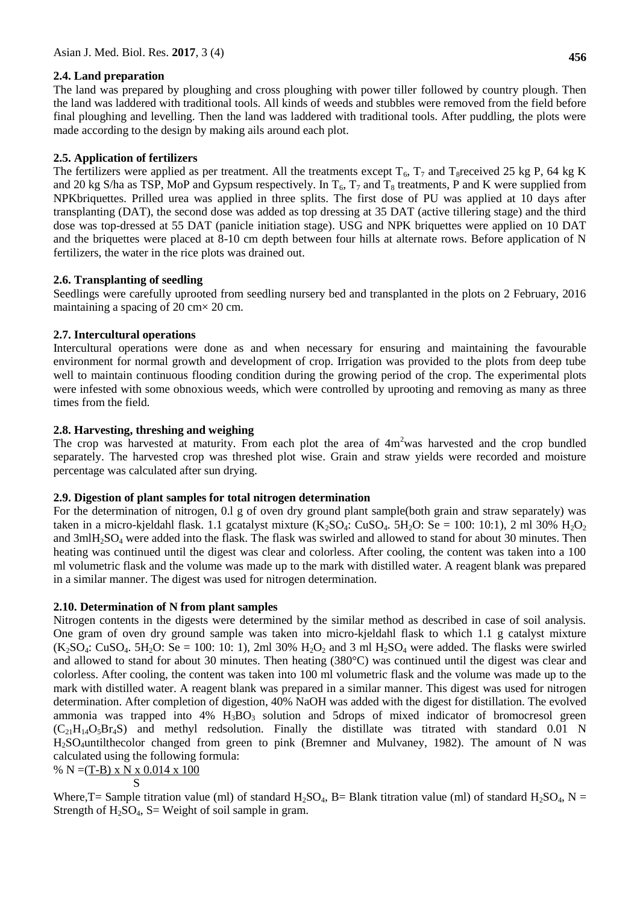### 2.4. Land preparation

The land was prepared by ploughing and cross ploughing with power tiller followed by country plough. Then the land was laddered with traditional tools. All kinds of weeds and stubbles were removed from the field before final ploughing and levelling. Then the land was laddered with traditional tools. After puddling, the plots were made according to the design by making ails around each plot.

### 2.5. Application of fertilizers

The fertilizers were applied as per treatment. All the treatments except $T_6$, $T_7$ and $T_8$received 25 kg P, 64 kg K and 20 kg S/ha as TSP, MoP and Gypsum respectively. In $T_6$, $T_7$ and $T_8$ treatments, P and K were supplied from NPKbriquettes. Prilled urea was applied in three splits. The first dose of PU was applied at 10 days after transplanting (DAT), the second dose was added as top dressing at 35 DAT (active tillering stage) and the third dose was top-dressed at 55 DAT (panicle initiation stage). USG and NPK briquettes were applied on 10 DAT and the briquettes were placed at 8-10 cm depth between four hills at alternate rows. Before application of N fertilizers, the water in the rice plots was drained out.

### 2.6. Transplanting of seedling

Seedlings were carefully uprooted from seedling nursery bed and transplanted in the plots on 2 February, 2016 maintaining a spacing of 20 cm× 20 cm.

### 2.7. Intercultural operations

Intercultural operations were done as and when necessary for ensuring and maintaining the favourable environment for normal growth and development of crop. Irrigation was provided to the plots from deep tube well to maintain continuous flooding condition during the growing period of the crop. The experimental plots were infested with some obnoxious weeds, which were controlled by uprooting and removing as many as three times from the field.

### 2.8. Harvesting, threshing and weighing

The crop was harvested at maturity. From each plot the area of $4m^2$was harvested and the crop bundled separately. The harvested crop was threshed plot wise. Grain and straw yields were recorded and moisture percentage was calculated after sun drying.

### 2.9. Digestion of plant samples for total nitrogen determination

For the determination of nitrogen, 0.l g of oven dry ground plant sample(both grain and straw separately) was taken in a micro-kjeldahl flask. 1.1 gcatalyst mixture ($K_2SO_4$: $CuSO_4$. $5H_2O$: Se = 100: 10:1), 2 ml 30% $H_2O_2$ and 3ml$H_2SO_4$ were added into the flask. The flask was swirled and allowed to stand for about 30 minutes. Then heating was continued until the digest was clear and colorless. After cooling, the content was taken into a 100 ml volumetric flask and the volume was made up to the mark with distilled water. A reagent blank was prepared in a similar manner. The digest was used for nitrogen determination.

### 2.10. Determination of N from plant samples

Nitrogen contents in the digests were determined by the similar method as described in case of soil analysis. One gram of oven dry ground sample was taken into micro-kjeldahl flask to which 1.1 g catalyst mixture ($K_2SO_4$: $CuSO_4$. $5H_2O$: Se = 100: 10: 1), 2ml 30% $H_2O_2$ and 3 ml $H_2SO_4$ were added. The flasks were swirled and allowed to stand for about 30 minutes. Then heating (380°C) was continued until the digest was clear and colorless. After cooling, the content was taken into 100 ml volumetric flask and the volume was made up to the mark with distilled water. A reagent blank was prepared in a similar manner. This digest was used for nitrogen determination. After completion of digestion, 40% NaOH was added with the digest for distillation. The evolved ammonia was trapped into 4% $H_3BO_3$ solution and 5drops of mixed indicator of bromocresol green ($C_{21}H_{14}O_5Br_4S$) and methyl redsolution. Finally the distillate was titrated with standard 0.01 N $H_2SO_4$untilthecolor changed from green to pink (Bremner and Mulvaney, 1982). The amount of N was calculated using the following formula:

$$\% N = \frac{(T-B) \times N \times 0.014 \times 100}{S}$$

Where,T= Sample titration value (ml) of standard $H_2SO_4$, B= Blank titration value (ml) of standard $H_2SO_4$, N = Strength of $H_2SO_4$, S= Weight of soil sample in gram.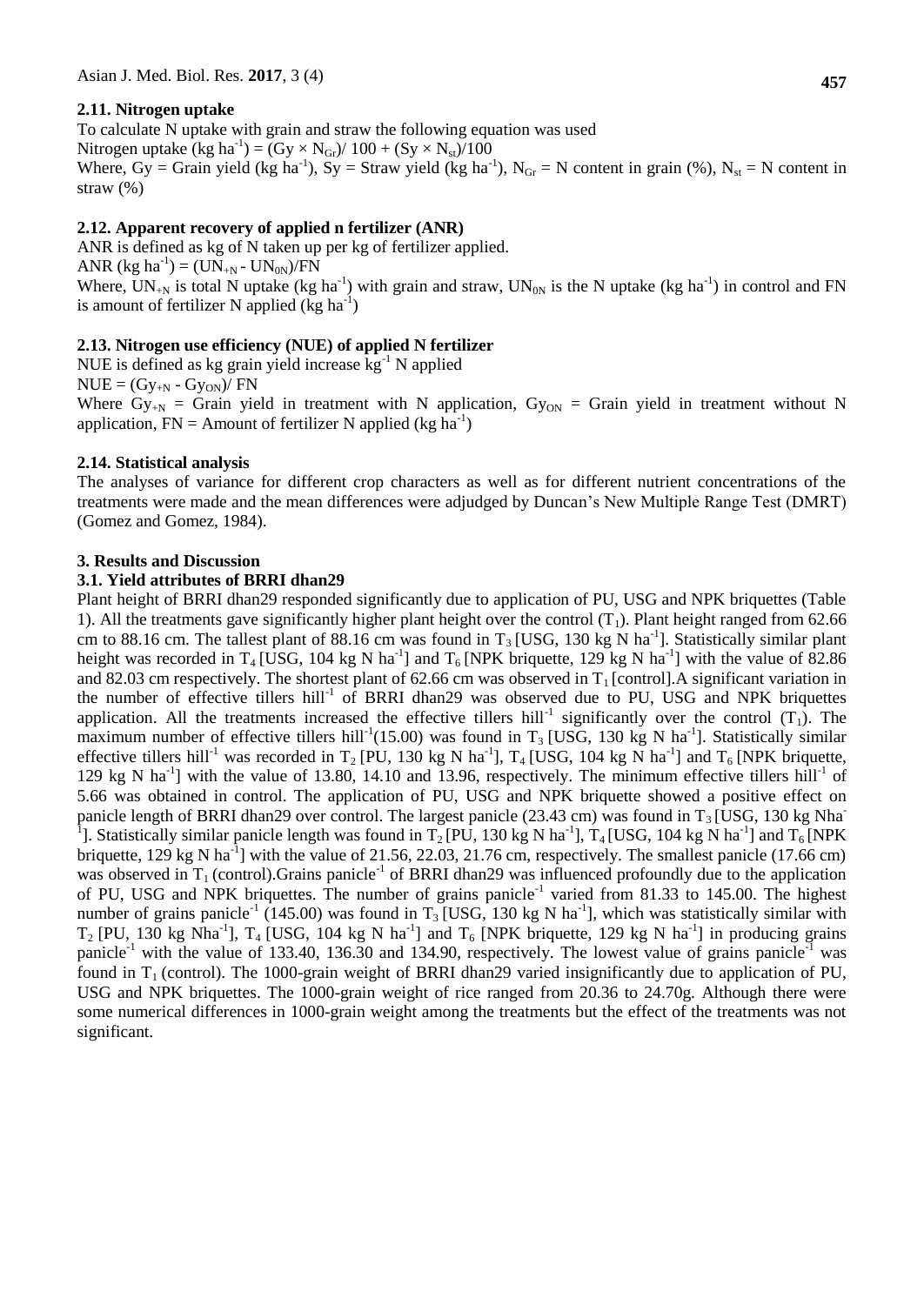### 2.11. Nitrogen uptake

To calculate N uptake with grain and straw the following equation was used

Nitrogen uptake (kg ha$^{-1}$) = $(Gy \times N_{Gr})/100 + (Sy \times N_{st})/100$

Where, Gy = Grain yield (kg ha$^{-1}$), Sy = Straw yield (kg ha$^{-1}$), $N_{Gr}$ = N content in grain (%), $N_{st}$ = N content in straw (%)

### 2.12. Apparent recovery of applied n fertilizer (ANR)

ANR is defined as kg of N taken up per kg of fertilizer applied.

ANR (kg ha$^{-1}$) = $(UN_{+N} - UN_{0N})/FN$

Where, $UN_{+N}$ is total N uptake (kg ha$^{-1}$) with grain and straw, $UN_{0N}$ is the N uptake (kg ha$^{-1}$) in control and FN is amount of fertilizer N applied (kg ha$^{-1}$)

### 2.13. Nitrogen use efficiency (NUE) of applied N fertilizer

NUE is defined as kg grain yield increase kg$^{-1}$ N applied

NUE = $(Gy_{+N} - Gy_{ON})/FN$

Where $Gy_{+N}$ = Grain yield in treatment with N application, $Gy_{ON}$ = Grain yield in treatment without N application, FN = Amount of fertilizer N applied (kg ha$^{-1}$)

### 2.14. Statistical analysis

The analyses of variance for different crop characters as well as for different nutrient concentrations of the treatments were made and the mean differences were adjudged by Duncan's New Multiple Range Test (DMRT) (Gomez and Gomez, 1984).

## 3. Results and Discussion

### 3.1. Yield attributes of BRRI dhan29

Plant height of BRRI dhan29 responded significantly due to application of PU, USG and NPK briquettes (Table 1). All the treatments gave significantly higher plant height over the control ($T_1$). Plant height ranged from 62.66 cm to 88.16 cm. The tallest plant of 88.16 cm was found in $T_3$ [USG, 130 kg N ha$^{-1}$]. Statistically similar plant height was recorded in $T_4$ [USG, 104 kg N ha$^{-1}$] and $T_6$ [NPK briquette, 129 kg N ha$^{-1}$] with the value of 82.86 and 82.03 cm respectively. The shortest plant of 62.66 cm was observed in $T_1$ [control].A significant variation in the number of effective tillers hill$^{-1}$ of BRRI dhan29 was observed due to PU, USG and NPK briquettes application. All the treatments increased the effective tillers hill$^{-1}$ significantly over the control ($T_1$). The maximum number of effective tillers hill$^{-1}$(15.00) was found in $T_3$ [USG, 130 kg N ha$^{-1}$]. Statistically similar effective tillers hill$^{-1}$ was recorded in $T_2$ [PU, 130 kg N ha$^{-1}$], $T_4$ [USG, 104 kg N ha$^{-1}$] and $T_6$ [NPK briquette, 129 kg N ha$^{-1}$] with the value of 13.80, 14.10 and 13.96, respectively. The minimum effective tillers hill$^{-1}$ of 5.66 was obtained in control. The application of PU, USG and NPK briquette showed a positive effect on panicle length of BRRI dhan29 over control. The largest panicle (23.43 cm) was found in $T_3$ [USG, 130 kg Nha$^{-1}$]. Statistically similar panicle length was found in $T_2$ [PU, 130 kg N ha$^{-1}$], $T_4$ [USG, 104 kg N ha$^{-1}$] and $T_6$ [NPK briquette, 129 kg N ha$^{-1}$] with the value of 21.56, 22.03, 21.76 cm, respectively. The smallest panicle (17.66 cm) was observed in $T_1$ (control).Grains panicle$^{-1}$ of BRRI dhan29 was influenced profoundly due to the application of PU, USG and NPK briquettes. The number of grains panicle$^{-1}$ varied from 81.33 to 145.00. The highest number of grains panicle$^{-1}$ (145.00) was found in $T_3$ [USG, 130 kg N ha$^{-1}$], which was statistically similar with $T_2$ [PU, 130 kg Nha$^{-1}$], $T_4$ [USG, 104 kg N ha$^{-1}$] and $T_6$ [NPK briquette, 129 kg N ha$^{-1}$] in producing grains panicle$^{-1}$ with the value of 133.40, 136.30 and 134.90, respectively. The lowest value of grains panicle$^{-1}$ was found in $T_1$ (control). The 1000-grain weight of BRRI dhan29 varied insignificantly due to application of PU, USG and NPK briquettes. The 1000-grain weight of rice ranged from 20.36 to 24.70g. Although there were some numerical differences in 1000-grain weight among the treatments but the effect of the treatments was not significant.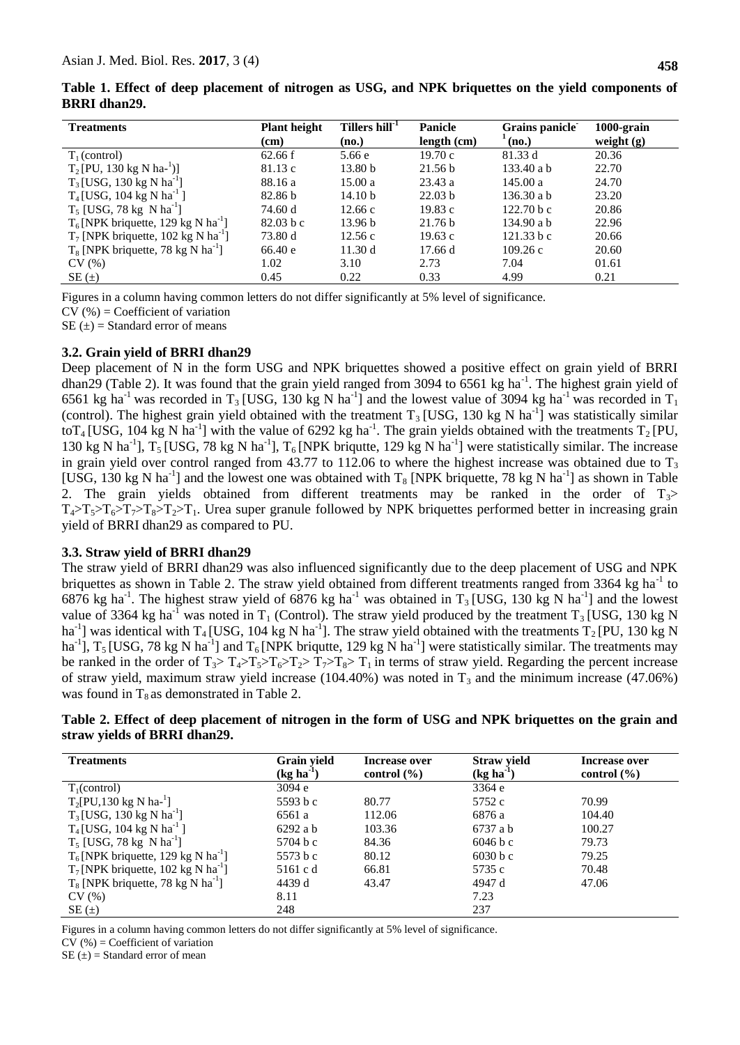**Table 1. Effect of deep placement of nitrogen as USG, and NPK briquettes on the yield components of BRRI dhan29.**

| Treatments | Plant height (cm) | Tillers hill$^{-1}$ (no.) | Panicle length (cm) | Grains panicle$^{-1}$ (no.) | 1000-grain weight (g) |
|---|---|---|---|---|---|
| $T_1$ (control) | 62.66 f | 5.66 e | 19.70 c | 81.33 d | 20.36 |
| $T_2$ [PU, 130 kg N ha-$^1$)] | 81.13 c | 13.80 b | 21.56 b | 133.40 a b | 22.70 |
| $T_3$ [USG, 130 kg N ha$^{-1}$] | 88.16 a | 15.00 a | 23.43 a | 145.00 a | 24.70 |
| $T_4$ [USG, 104 kg N ha$^{-1}$ ] | 82.86 b | 14.10 b | 22.03 b | 136.30 a b | 23.20 |
| $T_5$ [USG, 78 kg N ha$^{-1}$] | 74.60 d | 12.66 c | 19.83 c | 122.70 b c | 20.86 |
| $T_6$ [NPK briquette, 129 kg N ha$^{-1}$] | 82.03 b c | 13.96 b | 21.76 b | 134.90 a b | 22.96 |
| $T_7$ [NPK briquette, 102 kg N ha$^{-1}$] | 73.80 d | 12.56 c | 19.63 c | 121.33 b c | 20.66 |
| $T_8$ [NPK briquette, 78 kg N ha$^{-1}$] | 66.40 e | 11.30 d | 17.66 d | 109.26 c | 20.60 |
| CV (%) | 1.02 | 3.10 | 2.73 | 7.04 | 01.61 |
| SE (±) | 0.45 | 0.22 | 0.33 | 4.99 | 0.21 |

Figures in a column having common letters do not differ significantly at 5% level of significance.
CV (%) = Coefficient of variation
SE (±) = Standard error of means

### 3.2. Grain yield of BRRI dhan29

Deep placement of N in the form USG and NPK briquettes showed a positive effect on grain yield of BRRI dhan29 (Table 2). It was found that the grain yield ranged from 3094 to 6561 kg ha$^{-1}$. The highest grain yield of 6561 kg ha$^{-1}$ was recorded in $T_3$ [USG, 130 kg N ha$^{-1}$] and the lowest value of 3094 kg ha$^{-1}$ was recorded in $T_1$ (control). The highest grain yield obtained with the treatment $T_3$ [USG, 130 kg N ha$^{-1}$] was statistically similar to$T_4$ [USG, 104 kg N ha$^{-1}$] with the value of 6292 kg ha$^{-1}$. The grain yields obtained with the treatments $T_2$ [PU, 130 kg N ha$^{-1}$], $T_5$ [USG, 78 kg N ha$^{-1}$], $T_6$ [NPK briqutte, 129 kg N ha$^{-1}$] were statistically similar. The increase in grain yield over control ranged from 43.77 to 112.06 to where the highest increase was obtained due to $T_3$ [USG, 130 kg N ha$^{-1}$] and the lowest one was obtained with $T_8$ [NPK briquette, 78 kg N ha$^{-1}$] as shown in Table 2. The grain yields obtained from different treatments may be ranked in the order of $T_3 > T_4 > T_5 > T_6 > T_7 > T_8 > T_2 > T_1$. Urea super granule followed by NPK briquettes performed better in increasing grain yield of BRRI dhan29 as compared to PU.

### 3.3. Straw yield of BRRI dhan29

The straw yield of BRRI dhan29 was also influenced significantly due to the deep placement of USG and NPK briquettes as shown in Table 2. The straw yield obtained from different treatments ranged from 3364 kg ha$^{-1}$ to 6876 kg ha$^{-1}$. The highest straw yield of 6876 kg ha$^{-1}$ was obtained in $T_3$ [USG, 130 kg N ha$^{-1}$] and the lowest value of 3364 kg ha$^{-1}$ was noted in $T_1$ (Control). The straw yield produced by the treatment $T_3$ [USG, 130 kg N ha$^{-1}$] was identical with $T_4$ [USG, 104 kg N ha$^{-1}$]. The straw yield obtained with the treatments $T_2$ [PU, 130 kg N ha$^{-1}$], $T_5$ [USG, 78 kg N ha$^{-1}$] and $T_6$ [NPK briqutte, 129 kg N ha$^{-1}$] were statistically similar. The treatments may be ranked in the order of $T_3 > T_4 > T_5 > T_6 > T_2 > T_7 > T_8 > T_1$ in terms of straw yield. Regarding the percent increase of straw yield, maximum straw yield increase (104.40%) was noted in $T_3$ and the minimum increase (47.06%) was found in $T_8$ as demonstrated in Table 2.

**Table 2. Effect of deep placement of nitrogen in the form of USG and NPK briquettes on the grain and straw yields of BRRI dhan29.**

| Treatments | Grain yield (kg ha$^{-1}$) | Increase over control (%) | Straw yield (kg ha$^{-1}$) | Increase over control (%) |
|---|---|---|---|---|
| $T_1$(control) | 3094 e | | 3364 e | |
| $T_2$[PU,130 kg N ha-$^1$] | 5593 b c | 80.77 | 5752 c | 70.99 |
| $T_3$ [USG, 130 kg N ha$^{-1}$] | 6561 a | 112.06 | 6876 a | 104.40 |
| $T_4$ [USG, 104 kg N ha$^{-1}$ ] | 6292 a b | 103.36 | 6737 a b | 100.27 |
| $T_5$ [USG, 78 kg N ha$^{-1}$] | 5704 b c | 84.36 | 6046 b c | 79.73 |
| $T_6$ [NPK briquette, 129 kg N ha$^{-1}$] | 5573 b c | 80.12 | 6030 b c | 79.25 |
| $T_7$ [NPK briquette, 102 kg N ha$^{-1}$] | 5161 c d | 66.81 | 5735 c | 70.48 |
| $T_8$ [NPK briquette, 78 kg N ha$^{-1}$] | 4439 d | 43.47 | 4947 d | 47.06 |
| CV (%) | 8.11 | | 7.23 | |
| SE (±) | 248 | | 237 | |

Figures in a column having common letters do not differ significantly at 5% level of significance.
CV (%) = Coefficient of variation
SE (±) = Standard error of mean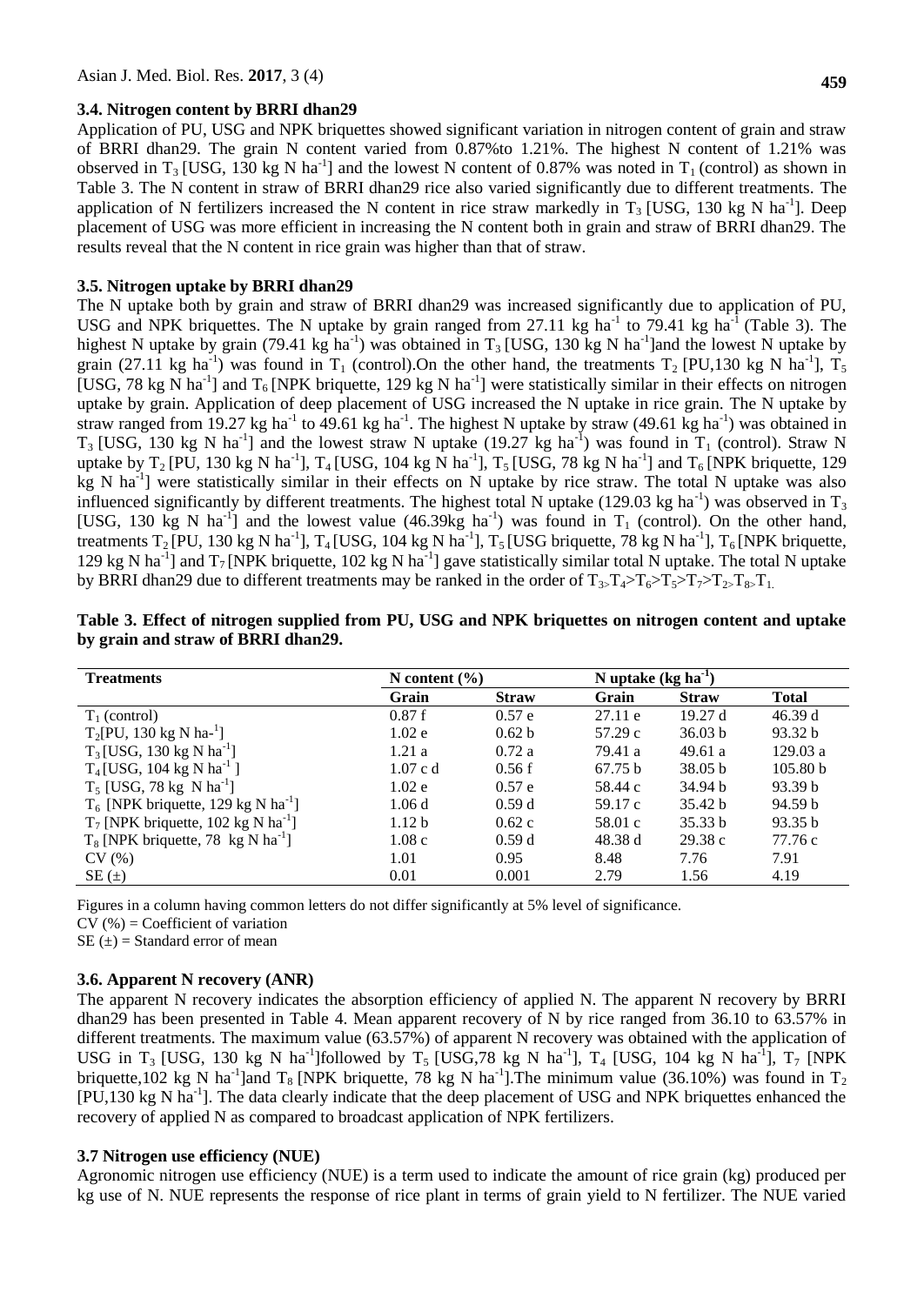### 3.4. Nitrogen content by BRRI dhan29

Application of PU, USG and NPK briquettes showed significant variation in nitrogen content of grain and straw of BRRI dhan29. The grain N content varied from 0.87%to 1.21%. The highest N content of 1.21% was observed in $T_3$ [USG, 130 kg N ha$^{-1}$] and the lowest N content of 0.87% was noted in $T_1$ (control) as shown in Table 3. The N content in straw of BRRI dhan29 rice also varied significantly due to different treatments. The application of N fertilizers increased the N content in rice straw markedly in $T_3$ [USG, 130 kg N ha$^{-1}$]. Deep placement of USG was more efficient in increasing the N content both in grain and straw of BRRI dhan29. The results reveal that the N content in rice grain was higher than that of straw.

### 3.5. Nitrogen uptake by BRRI dhan29

The N uptake both by grain and straw of BRRI dhan29 was increased significantly due to application of PU, USG and NPK briquettes. The N uptake by grain ranged from 27.11 kg ha$^{-1}$ to 79.41 kg ha$^{-1}$ (Table 3). The highest N uptake by grain (79.41 kg ha$^{-1}$) was obtained in $T_3$ [USG, 130 kg N ha$^{-1}$]and the lowest N uptake by grain (27.11 kg ha$^{-1}$) was found in $T_1$ (control).On the other hand, the treatments $T_2$ [PU,130 kg N ha$^{-1}$], $T_5$ [USG, 78 kg N ha$^{-1}$] and $T_6$ [NPK briquette, 129 kg N ha$^{-1}$] were statistically similar in their effects on nitrogen uptake by grain. Application of deep placement of USG increased the N uptake in rice grain. The N uptake by straw ranged from 19.27 kg ha$^{-1}$ to 49.61 kg ha$^{-1}$. The highest N uptake by straw (49.61 kg ha$^{-1}$) was obtained in $T_3$ [USG, 130 kg N ha$^{-1}$] and the lowest straw N uptake (19.27 kg ha$^{-1}$) was found in $T_1$ (control). Straw N uptake by $T_2$ [PU, 130 kg N ha$^{-1}$], $T_4$ [USG, 104 kg N ha$^{-1}$], $T_5$ [USG, 78 kg N ha$^{-1}$] and $T_6$ [NPK briquette, 129 kg N ha$^{-1}$] were statistically similar in their effects on N uptake by rice straw. The total N uptake was also influenced significantly by different treatments. The highest total N uptake (129.03 kg ha$^{-1}$) was observed in $T_3$ [USG, 130 kg N ha$^{-1}$] and the lowest value (46.39kg ha$^{-1}$) was found in $T_1$ (control). On the other hand, treatments $T_2$ [PU, 130 kg N ha$^{-1}$], $T_4$ [USG, 104 kg N ha$^{-1}$], $T_5$ [USG briquette, 78 kg N ha$^{-1}$], $T_6$ [NPK briquette, 129 kg N ha$^{-1}$] and $T_7$ [NPK briquette, 102 kg N ha$^{-1}$] gave statistically similar total N uptake. The total N uptake by BRRI dhan29 due to different treatments may be ranked in the order of $T_3 > T_4 > T_6 > T_5 > T_7 > T_2 > T_8 > T_1$.

**Table 3. Effect of nitrogen supplied from PU, USG and NPK briquettes on nitrogen content and uptake by grain and straw of BRRI dhan29.**

| Treatments | N content (%) | | N uptake (kg ha$^{-1}$) | | |
|---|---|---|---|---|---|
| | Grain | Straw | Grain | Straw | Total |
| $T_1$ (control) | 0.87 f | 0.57 e | 27.11 e | 19.27 d | 46.39 d |
| $T_2$[PU, 130 kg N ha-$^{1}$] | 1.02 e | 0.62 b | 57.29 c | 36.03 b | 93.32 b |
| $T_3$ [USG, 130 kg N ha$^{-1}$] | 1.21 a | 0.72 a | 79.41 a | 49.61 a | 129.03 a |
| $T_4$ [USG, 104 kg N ha$^{-1}$ ] | 1.07 c d | 0.56 f | 67.75 b | 38.05 b | 105.80 b |
| $T_5$ [USG, 78 kg N ha$^{-1}$] | 1.02 e | 0.57 e | 58.44 c | 34.94 b | 93.39 b |
| $T_6$ [NPK briquette, 129 kg N ha$^{-1}$] | 1.06 d | 0.59 d | 59.17 c | 35.42 b | 94.59 b |
| $T_7$ [NPK briquette, 102 kg N ha$^{-1}$] | 1.12 b | 0.62 c | 58.01 c | 35.33 b | 93.35 b |
| $T_8$ [NPK briquette, 78 kg N ha$^{-1}$] | 1.08 c | 0.59 d | 48.38 d | 29.38 c | 77.76 c |
| CV (%) | 1.01 | 0.95 | 8.48 | 7.76 | 7.91 |
| SE (±) | 0.01 | 0.001 | 2.79 | 1.56 | 4.19 |

Figures in a column having common letters do not differ significantly at 5% level of significance.

CV (%) = Coefficient of variation

SE (±) = Standard error of mean

### 3.6. Apparent N recovery (ANR)

The apparent N recovery indicates the absorption efficiency of applied N. The apparent N recovery by BRRI dhan29 has been presented in Table 4. Mean apparent recovery of N by rice ranged from 36.10 to 63.57% in different treatments. The maximum value (63.57%) of apparent N recovery was obtained with the application of USG in $T_3$ [USG, 130 kg N ha$^{-1}$]followed by $T_5$ [USG,78 kg N ha$^{-1}$], $T_4$ [USG, 104 kg N ha$^{-1}$], $T_7$ [NPK briquette,102 kg N ha$^{-1}$]and $T_8$ [NPK briquette, 78 kg N ha$^{-1}$].The minimum value (36.10%) was found in $T_2$ [PU,130 kg N ha$^{-1}$]. The data clearly indicate that the deep placement of USG and NPK briquettes enhanced the recovery of applied N as compared to broadcast application of NPK fertilizers.

### 3.7 Nitrogen use efficiency (NUE)

Agronomic nitrogen use efficiency (NUE) is a term used to indicate the amount of rice grain (kg) produced per kg use of N. NUE represents the response of rice plant in terms of grain yield to N fertilizer. The NUE varied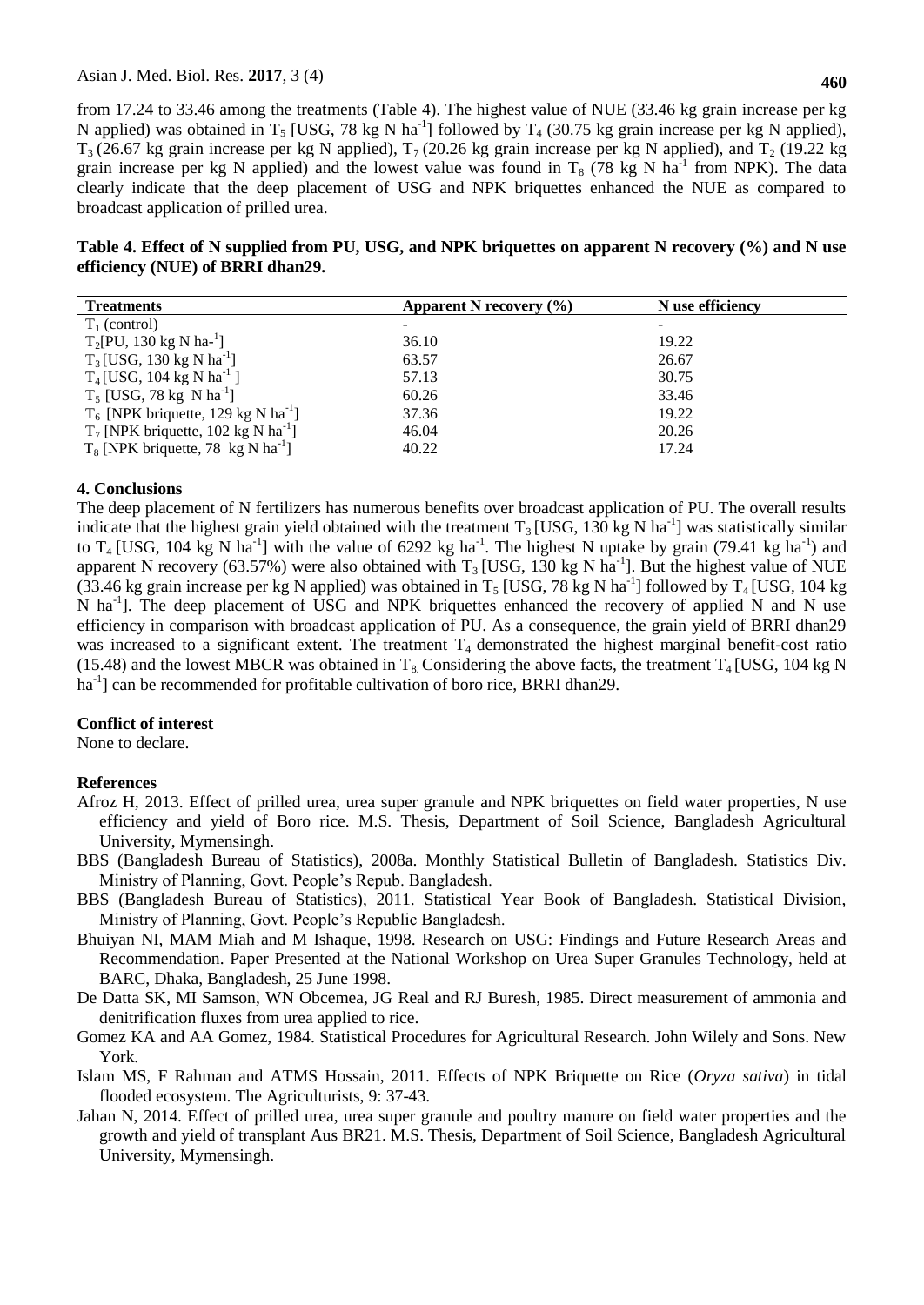from 17.24 to 33.46 among the treatments (Table 4). The highest value of NUE (33.46 kg grain increase per kg N applied) was obtained in $T_5$ [USG, 78 kg N ha$^{-1}$] followed by $T_4$ (30.75 kg grain increase per kg N applied), $T_3$ (26.67 kg grain increase per kg N applied), $T_7$ (20.26 kg grain increase per kg N applied), and $T_2$ (19.22 kg grain increase per kg N applied) and the lowest value was found in $T_8$ (78 kg N ha$^{-1}$ from NPK). The data clearly indicate that the deep placement of USG and NPK briquettes enhanced the NUE as compared to broadcast application of prilled urea.

**Table 4. Effect of N supplied from PU, USG, and NPK briquettes on apparent N recovery (%) and N use efficiency (NUE) of BRRI dhan29.**

| Treatments | Apparent N recovery (%) | N use efficiency |
|---|---|---|
| $T_1$ (control) | - | - |
| $T_2$[PU, 130 kg N ha$^{-1}$] | 36.10 | 19.22 |
| $T_3$ [USG, 130 kg N ha$^{-1}$] | 63.57 | 26.67 |
| $T_4$ [USG, 104 kg N ha$^{-1}$ ] | 57.13 | 30.75 |
| $T_5$ [USG, 78 kg N ha$^{-1}$] | 60.26 | 33.46 |
| $T_6$ [NPK briquette, 129 kg N ha$^{-1}$] | 37.36 | 19.22 |
| $T_7$ [NPK briquette, 102 kg N ha$^{-1}$] | 46.04 | 20.26 |
| $T_8$ [NPK briquette, 78 kg N ha$^{-1}$] | 40.22 | 17.24 |

## 4. Conclusions

The deep placement of N fertilizers has numerous benefits over broadcast application of PU. The overall results indicate that the highest grain yield obtained with the treatment $T_3$ [USG, 130 kg N ha$^{-1}$] was statistically similar to $T_4$ [USG, 104 kg N ha$^{-1}$] with the value of 6292 kg ha$^{-1}$. The highest N uptake by grain (79.41 kg ha$^{-1}$) and apparent N recovery (63.57%) were also obtained with $T_3$ [USG, 130 kg N ha$^{-1}$]. But the highest value of NUE (33.46 kg grain increase per kg N applied) was obtained in $T_5$ [USG, 78 kg N ha$^{-1}$] followed by $T_4$ [USG, 104 kg N ha$^{-1}$]. The deep placement of USG and NPK briquettes enhanced the recovery of applied N and N use efficiency in comparison with broadcast application of PU. As a consequence, the grain yield of BRRI dhan29 was increased to a significant extent. The treatment $T_4$ demonstrated the highest marginal benefit-cost ratio (15.48) and the lowest MBCR was obtained in $T_8$. Considering the above facts, the treatment $T_4$ [USG, 104 kg N ha$^{-1}$] can be recommended for profitable cultivation of boro rice, BRRI dhan29.

## Conflict of interest

None to declare.

## References

- Afroz H, 2013. Effect of prilled urea, urea super granule and NPK briquettes on field water properties, N use efficiency and yield of Boro rice. M.S. Thesis, Department of Soil Science, Bangladesh Agricultural University, Mymensingh.
- BBS (Bangladesh Bureau of Statistics), 2008a. Monthly Statistical Bulletin of Bangladesh. Statistics Div. Ministry of Planning, Govt. People's Repub. Bangladesh.
- BBS (Bangladesh Bureau of Statistics), 2011. Statistical Year Book of Bangladesh. Statistical Division, Ministry of Planning, Govt. People's Republic Bangladesh.
- Bhuiyan NI, MAM Miah and M Ishaque, 1998. Research on USG: Findings and Future Research Areas and Recommendation. Paper Presented at the National Workshop on Urea Super Granules Technology, held at BARC, Dhaka, Bangladesh, 25 June 1998.
- De Datta SK, MI Samson, WN Obcemea, JG Real and RJ Buresh, 1985. Direct measurement of ammonia and denitrification fluxes from urea applied to rice.
- Gomez KA and AA Gomez, 1984. Statistical Procedures for Agricultural Research. John Wilely and Sons. New York.
- Islam MS, F Rahman and ATMS Hossain, 2011. Effects of NPK Briquette on Rice (*Oryza sativa*) in tidal flooded ecosystem. The Agriculturists, 9: 37-43.
- Jahan N, 2014. Effect of prilled urea, urea super granule and poultry manure on field water properties and the growth and yield of transplant Aus BR21. M.S. Thesis, Department of Soil Science, Bangladesh Agricultural University, Mymensingh.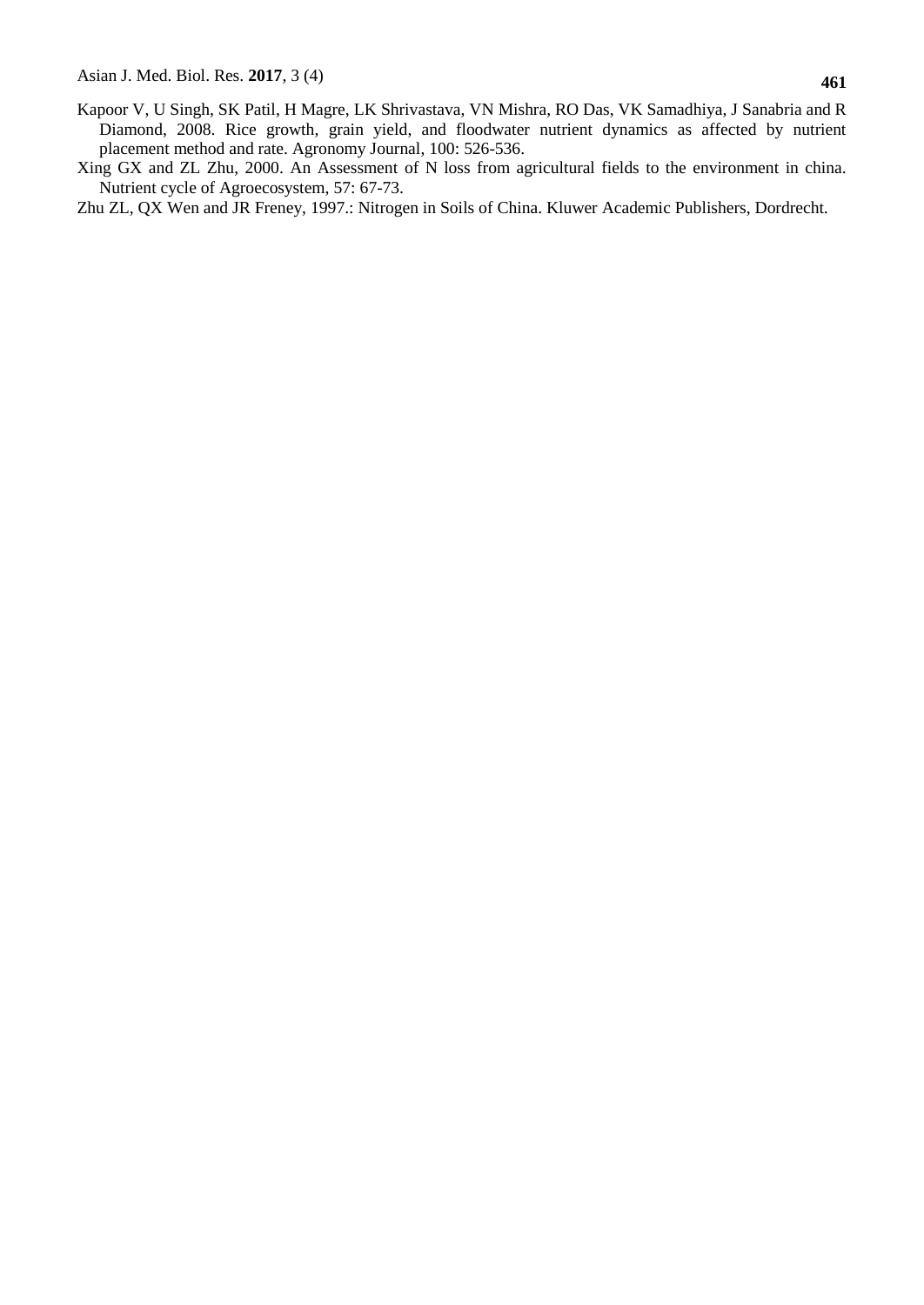Kapoor V, U Singh, SK Patil, H Magre, LK Shrivastava, VN Mishra, RO Das, VK Samadhiya, J Sanabria and R Diamond, 2008. Rice growth, grain yield, and floodwater nutrient dynamics as affected by nutrient placement method and rate. Agronomy Journal, 100: 526-536.

Xing GX and ZL Zhu, 2000. An Assessment of N loss from agricultural fields to the environment in china. Nutrient cycle of Agroecosystem, 57: 67-73.

Zhu ZL, QX Wen and JR Freney, 1997.: Nitrogen in Soils of China. Kluwer Academic Publishers, Dordrecht.